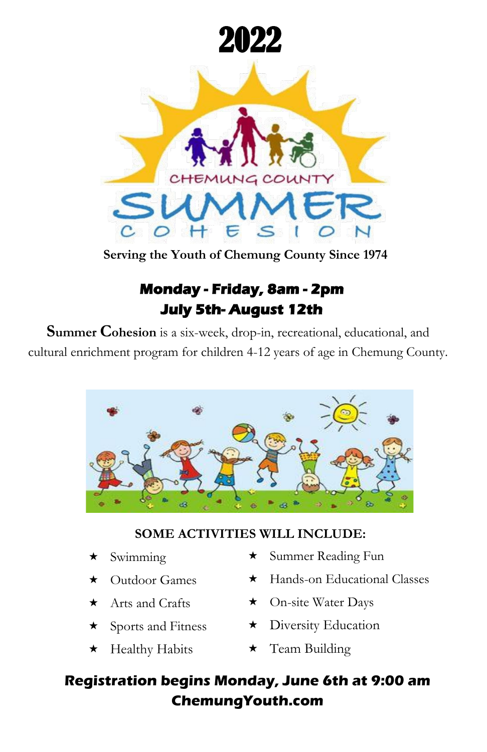# 2022

CHEMUNG COUNTY

# SUMMER COHESION

**Serving the Youth of Chemung County Since 1974**

## Monday - Friday, 8am - 2pm
## July 5th- August 12th

**Summer Cohesion** is a six-week, drop-in, recreational, educational, and cultural enrichment program for children 4-12 years of age in Chemung County.

### SOME ACTIVITIES WILL INCLUDE:

- ★ Swimming
- ★ Outdoor Games
- ★ Arts and Crafts
- ★ Sports and Fitness
- ★ Healthy Habits
- ★ Summer Reading Fun
- ★ Hands-on Educational Classes
- ★ On-site Water Days
- ★ Diversity Education
- ★ Team Building

**Registration begins Monday, June 6th at 9:00 am**
**ChemungYouth.com**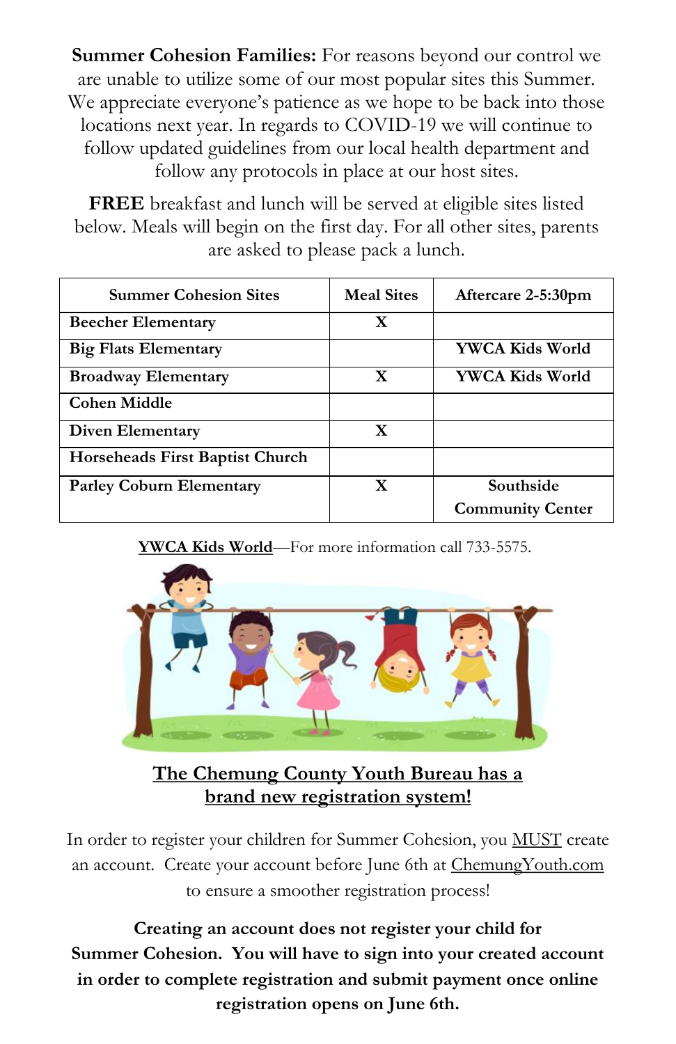**Summer Cohesion Families:** For reasons beyond our control we are unable to utilize some of our most popular sites this Summer. We appreciate everyone's patience as we hope to be back into those locations next year. In regards to COVID-19 we will continue to follow updated guidelines from our local health department and follow any protocols in place at our host sites.

**FREE** breakfast and lunch will be served at eligible sites listed below. Meals will begin on the first day. For all other sites, parents are asked to please pack a lunch.

| Summer Cohesion Sites | Meal Sites | Aftercare 2-5:30pm |
|---|---|---|
| **Beecher Elementary** | **X** | |
| **Big Flats Elementary** | | **YWCA Kids World** |
| **Broadway Elementary** | **X** | **YWCA Kids World** |
| **Cohen Middle** | | |
| **Diven Elementary** | **X** | |
| **Horseheads First Baptist Church** | | |
| **Parley Coburn Elementary** | **X** | **Southside Community Center** |

YWCA Kids World—For more information call 733-5575.

## The Chemung County Youth Bureau has a brand new registration system!

In order to register your children for Summer Cohesion, you MUST create an account. Create your account before June 6th at ChemungYouth.com to ensure a smoother registration process!

**Creating an account does not register your child for Summer Cohesion. You will have to sign into your created account in order to complete registration and submit payment once online registration opens on June 6th.**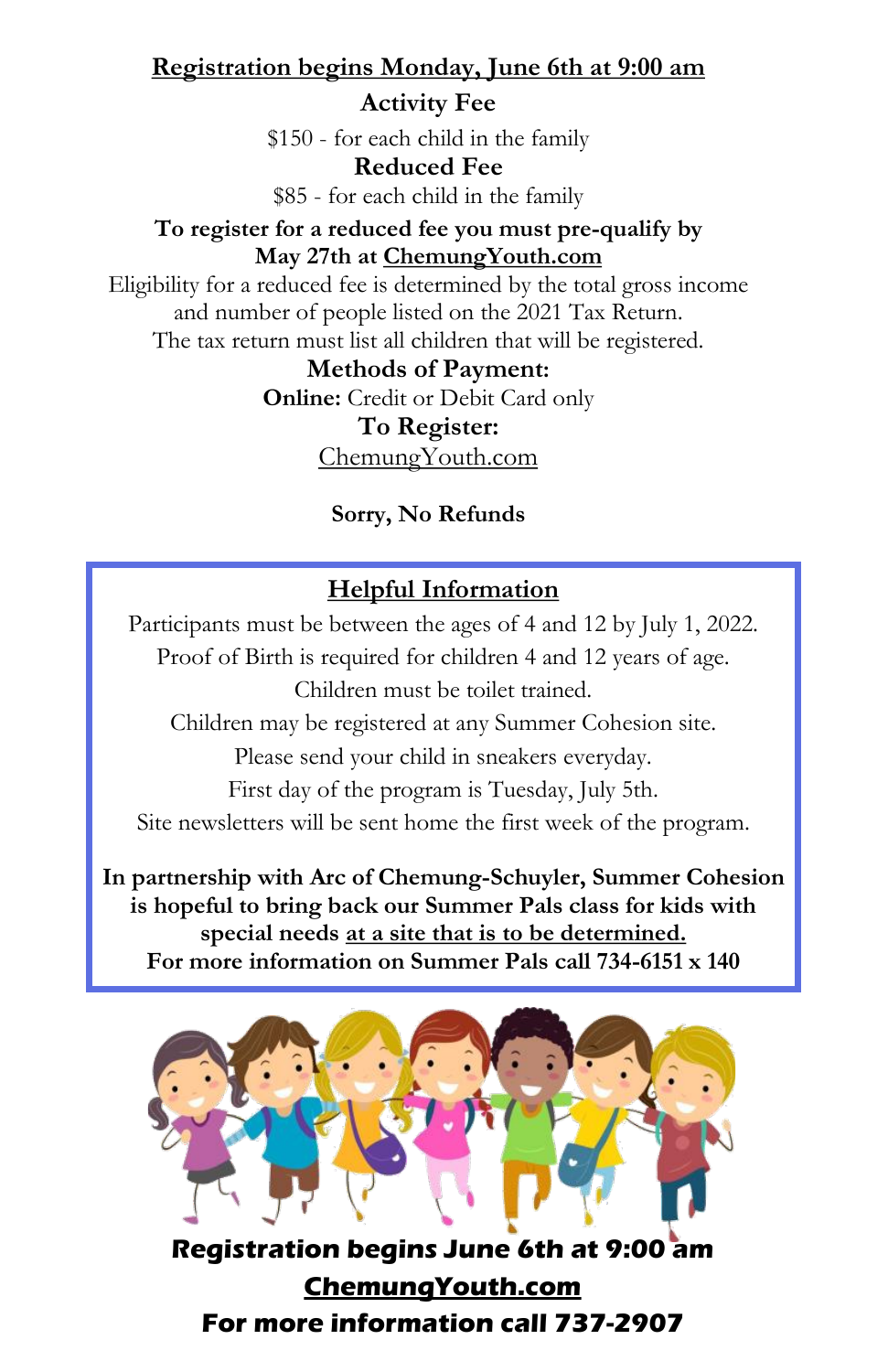**Registration begins Monday, June 6th at 9:00 am**

**Activity Fee**

$150 - for each child in the family

**Reduced Fee**

$85 - for each child in the family

**To register for a reduced fee you must pre-qualify by May 27th at ChemungYouth.com**

Eligibility for a reduced fee is determined by the total gross income and number of people listed on the 2021 Tax Return.
The tax return must list all children that will be registered.

**Methods of Payment:**

**Online:** Credit or Debit Card only

**To Register:**

ChemungYouth.com

**Sorry, No Refunds**

## Helpful Information

Participants must be between the ages of 4 and 12 by July 1, 2022.

Proof of Birth is required for children 4 and 12 years of age.

Children must be toilet trained.

Children may be registered at any Summer Cohesion site.

Please send your child in sneakers everyday.

First day of the program is Tuesday, July 5th.

Site newsletters will be sent home the first week of the program.

**In partnership with Arc of Chemung-Schuyler, Summer Cohesion is hopeful to bring back our Summer Pals class for kids with special needs at a site that is to be determined.**
**For more information on Summer Pals call 734-6151 x 140**

**Registration begins June 6th at 9:00 am**

**ChemungYouth.com**

**For more information call 737-2907**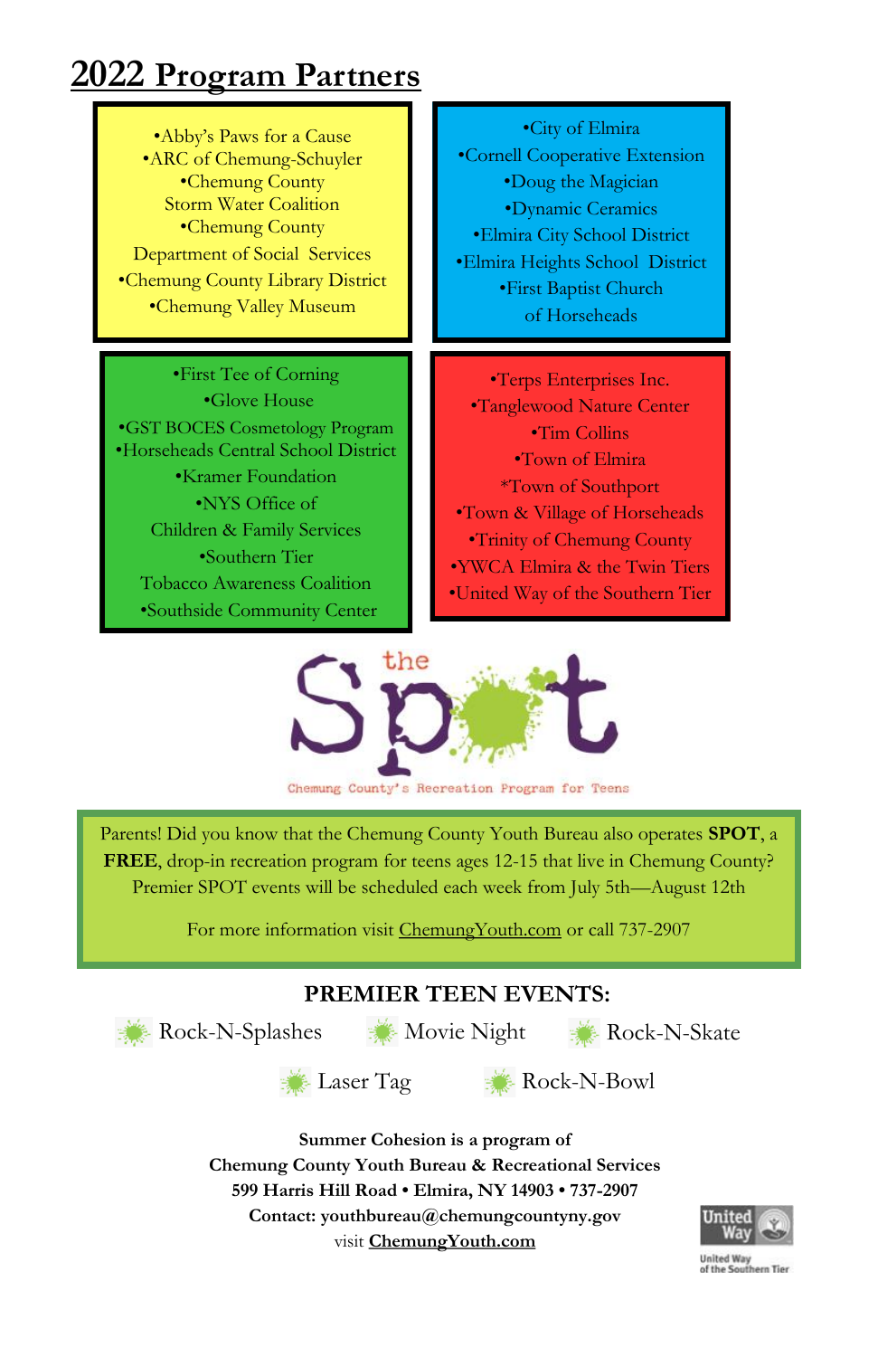# 2022 Program Partners

- Abby's Paws for a Cause
- ARC of Chemung-Schuyler
- Chemung County Storm Water Coalition
- Chemung County Department of Social Services
- Chemung County Library District
- Chemung Valley Museum

- City of Elmira
- Cornell Cooperative Extension
- Doug the Magician
- Dynamic Ceramics
- Elmira City School District
- Elmira Heights School District
- First Baptist Church of Horseheads

- First Tee of Corning
- Glove House
- GST BOCES Cosmetology Program
- Horseheads Central School District
- Kramer Foundation
- NYS Office of Children & Family Services
- Southern Tier Tobacco Awareness Coalition
- Southside Community Center

- Terps Enterprises Inc.
- Tanglewood Nature Center
- Tim Collins
- Town of Elmira
- *Town of Southport
- Town & Village of Horseheads
- Trinity of Chemung County
- YWCA Elmira & the Twin Tiers
- United Way of the Southern Tier

the Spot

Chemung County's Recreation Program for Teens

Parents! Did you know that the Chemung County Youth Bureau also operates **SPOT**, a **FREE**, drop-in recreation program for teens ages 12-15 that live in Chemung County? Premier SPOT events will be scheduled each week from July 5th—August 12th

For more information visit ChemungYouth.com or call 737-2907

## PREMIER TEEN EVENTS:

- Rock-N-Splashes
- Movie Night
- Rock-N-Skate
- Laser Tag
- Rock-N-Bowl

**Summer Cohesion is a program of**
**Chemung County Youth Bureau & Recreational Services**
**599 Harris Hill Road • Elmira, NY 14903 • 737-2907**
**Contact: youthbureau@chemungcountyny.gov**
visit **ChemungYouth.com**

United Way of the Southern Tier